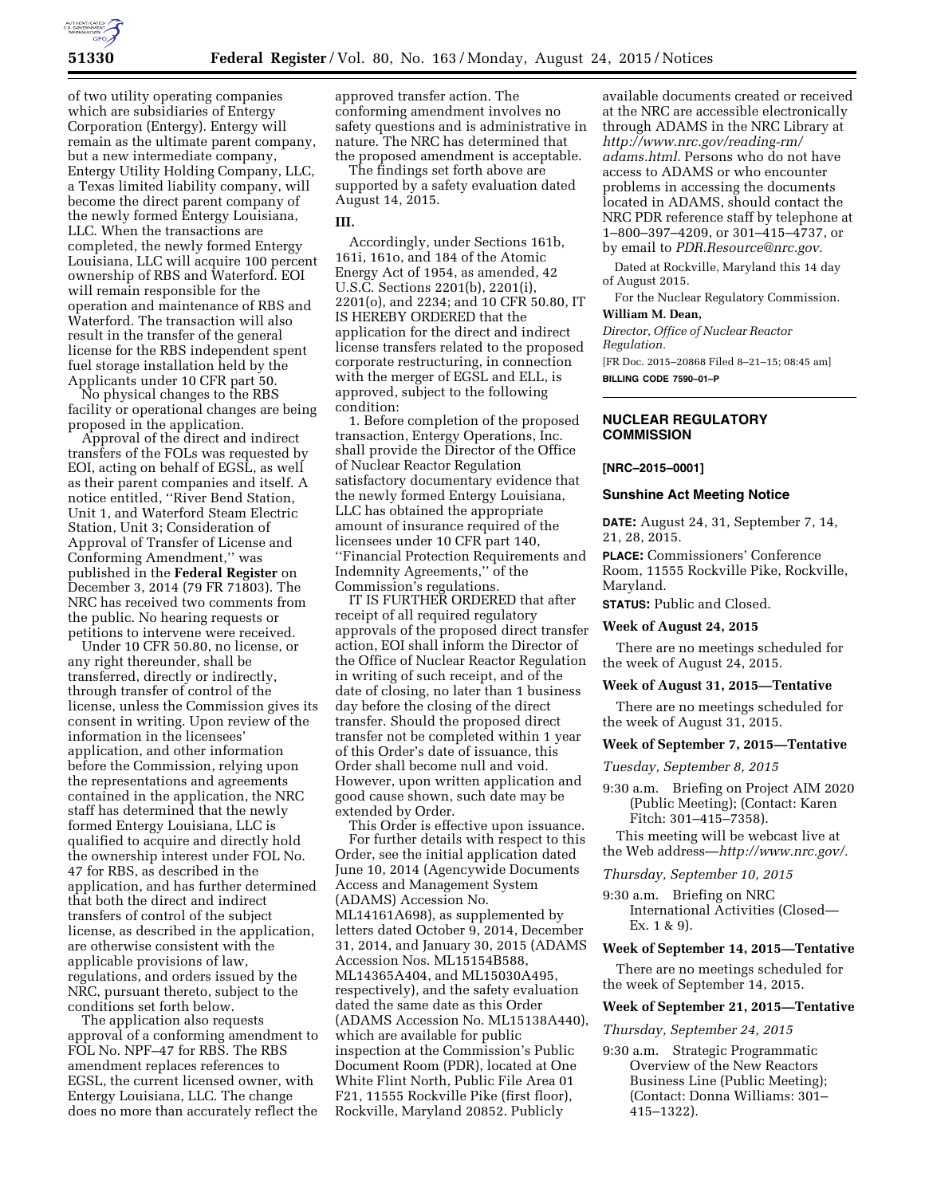of two utility operating companies which are subsidiaries of Entergy Corporation (Entergy). Entergy will remain as the ultimate parent company, but a new intermediate company, Entergy Utility Holding Company, LLC, a Texas limited liability company, will become the direct parent company of the newly formed Entergy Louisiana, LLC. When the transactions are completed, the newly formed Entergy Louisiana, LLC will acquire 100 percent ownership of RBS and Waterford. EOI will remain responsible for the operation and maintenance of RBS and Waterford. The transaction will also result in the transfer of the general license for the RBS independent spent fuel storage installation held by the Applicants under 10 CFR part 50.

No physical changes to the RBS facility or operational changes are being proposed in the application.

Approval of the direct and indirect transfers of the FOLs was requested by EOI, acting on behalf of EGSL, as well as their parent companies and itself. A notice entitled, ''River Bend Station, Unit 1, and Waterford Steam Electric Station, Unit 3; Consideration of Approval of Transfer of License and Conforming Amendment,'' was published in the **Federal Register** on December 3, 2014 (79 FR 71803). The NRC has received two comments from the public. No hearing requests or petitions to intervene were received.

Under 10 CFR 50.80, no license, or any right thereunder, shall be transferred, directly or indirectly, through transfer of control of the license, unless the Commission gives its consent in writing. Upon review of the information in the licensees' application, and other information before the Commission, relying upon the representations and agreements contained in the application, the NRC staff has determined that the newly formed Entergy Louisiana, LLC is qualified to acquire and directly hold the ownership interest under FOL No. 47 for RBS, as described in the application, and has further determined that both the direct and indirect transfers of control of the subject license, as described in the application, are otherwise consistent with the applicable provisions of law, regulations, and orders issued by the NRC, pursuant thereto, subject to the conditions set forth below.

The application also requests approval of a conforming amendment to FOL No. NPF–47 for RBS. The RBS amendment replaces references to EGSL, the current licensed owner, with Entergy Louisiana, LLC. The change does no more than accurately reflect the approved transfer action. The conforming amendment involves no safety questions and is administrative in nature. The NRC has determined that the proposed amendment is acceptable.

The findings set forth above are supported by a safety evaluation dated August 14, 2015.

## III.

Accordingly, under Sections 161b, 161i, 161o, and 184 of the Atomic Energy Act of 1954, as amended, 42 U.S.C. Sections 2201(b), 2201(i), 2201(o), and 2234; and 10 CFR 50.80, IT IS HEREBY ORDERED that the application for the direct and indirect license transfers related to the proposed corporate restructuring, in connection with the merger of EGSL and ELL, is approved, subject to the following condition:

1. Before completion of the proposed transaction, Entergy Operations, Inc. shall provide the Director of the Office of Nuclear Reactor Regulation satisfactory documentary evidence that the newly formed Entergy Louisiana, LLC has obtained the appropriate amount of insurance required of the licensees under 10 CFR part 140, ''Financial Protection Requirements and Indemnity Agreements,'' of the Commission's regulations.

IT IS FURTHER ORDERED that after receipt of all required regulatory approvals of the proposed direct transfer action, EOI shall inform the Director of the Office of Nuclear Reactor Regulation in writing of such receipt, and of the date of closing, no later than 1 business day before the closing of the direct transfer. Should the proposed direct transfer not be completed within 1 year of this Order's date of issuance, this Order shall become null and void. However, upon written application and good cause shown, such date may be extended by Order.

This Order is effective upon issuance.

For further details with respect to this Order, see the initial application dated June 10, 2014 (Agencywide Documents Access and Management System (ADAMS) Accession No. ML14161A698), as supplemented by letters dated October 9, 2014, December 31, 2014, and January 30, 2015 (ADAMS Accession Nos. ML15154B588, ML14365A404, and ML15030A495, respectively), and the safety evaluation dated the same date as this Order (ADAMS Accession No. ML15138A440), which are available for public inspection at the Commission's Public Document Room (PDR), located at One White Flint North, Public File Area 01 F21, 11555 Rockville Pike (first floor), Rockville, Maryland 20852. Publicly available documents created or received at the NRC are accessible electronically through ADAMS in the NRC Library at *http://www.nrc.gov/reading-rm/adams.html.* Persons who do not have access to ADAMS or who encounter problems in accessing the documents located in ADAMS, should contact the NRC PDR reference staff by telephone at 1–800–397–4209, or 301–415–4737, or by email to *PDR.Resource@nrc.gov.*

Dated at Rockville, Maryland this 14 day of August 2015.

For the Nuclear Regulatory Commission.

**William M. Dean,**

*Director, Office of Nuclear Reactor Regulation.*

[FR Doc. 2015–20868 Filed 8–21–15; 08:45 am]

**BILLING CODE 7590–01–P**

## NUCLEAR REGULATORY COMMISSION

**[NRC–2015–0001]**

### Sunshine Act Meeting Notice

**DATE:** August 24, 31, September 7, 14, 21, 28, 2015.

**PLACE:** Commissioners' Conference Room, 11555 Rockville Pike, Rockville, Maryland.

**STATUS:** Public and Closed.

#### Week of August 24, 2015

There are no meetings scheduled for the week of August 24, 2015.

#### Week of August 31, 2015—Tentative

There are no meetings scheduled for the week of August 31, 2015.

#### Week of September 7, 2015—Tentative

*Tuesday, September 8, 2015*

9:30 a.m. Briefing on Project AIM 2020 (Public Meeting); (Contact: Karen Fitch: 301–415–7358).

This meeting will be webcast live at the Web address—*http://www.nrc.gov/.*

*Thursday, September 10, 2015*

9:30 a.m. Briefing on NRC International Activities (Closed—Ex. 1 & 9).

#### Week of September 14, 2015—Tentative

There are no meetings scheduled for the week of September 14, 2015.

#### Week of September 21, 2015—Tentative

*Thursday, September 24, 2015*

9:30 a.m. Strategic Programmatic Overview of the New Reactors Business Line (Public Meeting); (Contact: Donna Williams: 301–415–1322).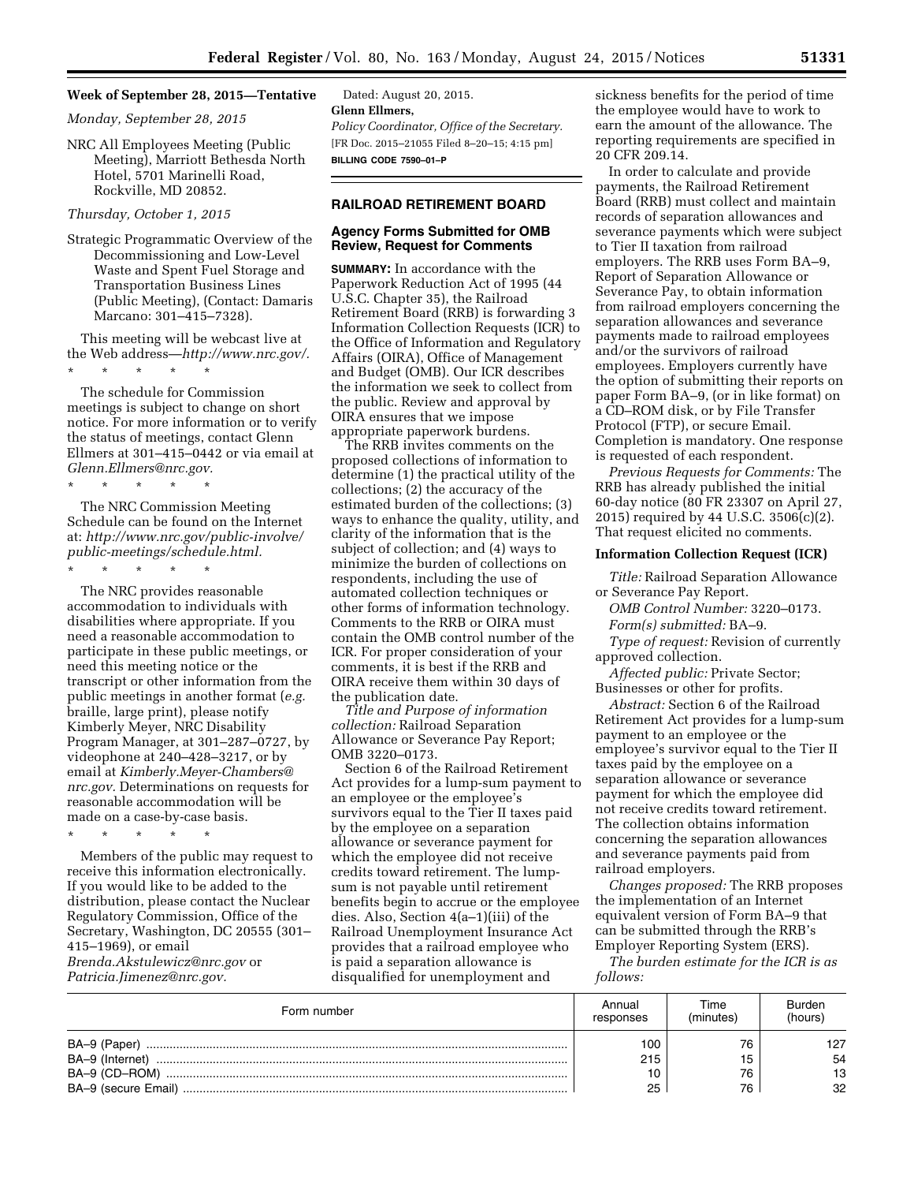**Week of September 28, 2015—Tentative**

*Monday, September 28, 2015*

NRC All Employees Meeting (Public Meeting), Marriott Bethesda North Hotel, 5701 Marinelli Road, Rockville, MD 20852.

*Thursday, October 1, 2015*

Strategic Programmatic Overview of the Decommissioning and Low-Level Waste and Spent Fuel Storage and Transportation Business Lines (Public Meeting), (Contact: Damaris Marcano: 301–415–7328).

This meeting will be webcast live at the Web address—*http://www.nrc.gov/.*

\* \* \* \* \*

The schedule for Commission meetings is subject to change on short notice. For more information or to verify the status of meetings, contact Glenn Ellmers at 301–415–0442 or via email at *Glenn.Ellmers@nrc.gov.*

\* \* \* \* \*

The NRC Commission Meeting Schedule can be found on the Internet at: *http://www.nrc.gov/public-involve/public-meetings/schedule.html.*

\* \* \* \* \*

The NRC provides reasonable accommodation to individuals with disabilities where appropriate. If you need a reasonable accommodation to participate in these public meetings, or need this meeting notice or the transcript or other information from the public meetings in another format (*e.g.* braille, large print), please notify Kimberly Meyer, NRC Disability Program Manager, at 301–287–0727, by videophone at 240–428–3217, or by email at *Kimberly.Meyer-Chambers@nrc.gov.* Determinations on requests for reasonable accommodation will be made on a case-by-case basis.

\* \* \* \* \*

Members of the public may request to receive this information electronically. If you would like to be added to the distribution, please contact the Nuclear Regulatory Commission, Office of the Secretary, Washington, DC 20555 (301–415–1969), or email *Brenda.Akstulewicz@nrc.gov* or *Patricia.Jimenez@nrc.gov.*

Dated: August 20, 2015.

**Glenn Ellmers,**

*Policy Coordinator, Office of the Secretary.*

[FR Doc. 2015–21055 Filed 8–20–15; 4:15 pm]

**BILLING CODE 7590–01–P**

## RAILROAD RETIREMENT BOARD

### Agency Forms Submitted for OMB Review, Request for Comments

**SUMMARY:** In accordance with the Paperwork Reduction Act of 1995 (44 U.S.C. Chapter 35), the Railroad Retirement Board (RRB) is forwarding 3 Information Collection Requests (ICR) to the Office of Information and Regulatory Affairs (OIRA), Office of Management and Budget (OMB). Our ICR describes the information we seek to collect from the public. Review and approval by OIRA ensures that we impose appropriate paperwork burdens.

The RRB invites comments on the proposed collections of information to determine (1) the practical utility of the collections; (2) the accuracy of the estimated burden of the collections; (3) ways to enhance the quality, utility, and clarity of the information that is the subject of collection; and (4) ways to minimize the burden of collections on respondents, including the use of automated collection techniques or other forms of information technology. Comments to the RRB or OIRA must contain the OMB control number of the ICR. For proper consideration of your comments, it is best if the RRB and OIRA receive them within 30 days of the publication date.

*Title and Purpose of information collection:* Railroad Separation Allowance or Severance Pay Report; OMB 3220–0173.

Section 6 of the Railroad Retirement Act provides for a lump-sum payment to an employee or the employee's survivors equal to the Tier II taxes paid by the employee on a separation allowance or severance payment for which the employee did not receive credits toward retirement. The lump-sum is not payable until retirement benefits begin to accrue or the employee dies. Also, Section 4(a–1)(iii) of the Railroad Unemployment Insurance Act provides that a railroad employee who is paid a separation allowance is disqualified for unemployment and sickness benefits for the period of time the employee would have to work to earn the amount of the allowance. The reporting requirements are specified in 20 CFR 209.14.

In order to calculate and provide payments, the Railroad Retirement Board (RRB) must collect and maintain records of separation allowances and severance payments which were subject to Tier II taxation from railroad employers. The RRB uses Form BA–9, Report of Separation Allowance or Severance Pay, to obtain information from railroad employers concerning the separation allowances and severance payments made to railroad employees and/or the survivors of railroad employees. Employers currently have the option of submitting their reports on paper Form BA–9, (or in like format) on a CD–ROM disk, or by File Transfer Protocol (FTP), or secure Email. Completion is mandatory. One response is requested of each respondent.

*Previous Requests for Comments:* The RRB has already published the initial 60-day notice (80 FR 23307 on April 27, 2015) required by 44 U.S.C. 3506(c)(2). That request elicited no comments.

### Information Collection Request (ICR)

*Title:* Railroad Separation Allowance or Severance Pay Report.

*OMB Control Number:* 3220–0173.

*Form(s) submitted:* BA–9.

*Type of request:* Revision of currently approved collection.

*Affected public:* Private Sector; Businesses or other for profits.

*Abstract:* Section 6 of the Railroad Retirement Act provides for a lump-sum payment to an employee or the employee's survivor equal to the Tier II taxes paid by the employee on a separation allowance or severance payment for which the employee did not receive credits toward retirement. The collection obtains information concerning the separation allowances and severance payments paid from railroad employers.

*Changes proposed:* The RRB proposes the implementation of an Internet equivalent version of Form BA–9 that can be submitted through the RRB's Employer Reporting System (ERS).

*The burden estimate for the ICR is as follows:*

| Form number | Annual responses | Time (minutes) | Burden (hours) |
|---|---|---|---|
| BA–9 (Paper) | 100 | 76 | 127 |
| BA–9 (Internet) | 215 | 15 | 54 |
| BA–9 (CD–ROM) | 10 | 76 | 13 |
| BA–9 (secure Email) | 25 | 76 | 32 |